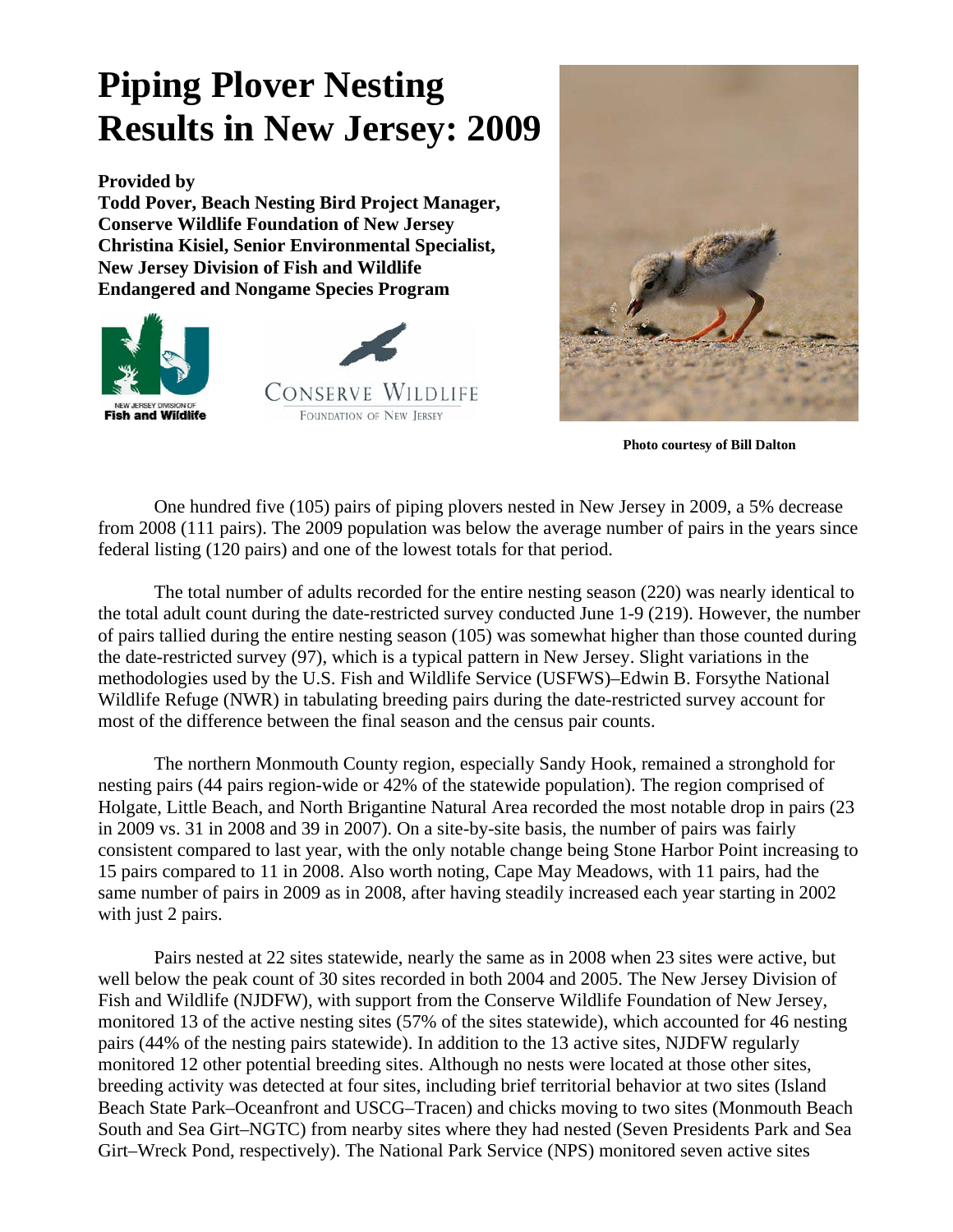# Piping Plover Nesting Results in New Jersey: 2009

**Provided by**
**Todd Pover, Beach Nesting Bird Project Manager, Conserve Wildlife Foundation of New Jersey**
**Christina Kisiel, Senior Environmental Specialist, New Jersey Division of Fish and Wildlife Endangered and Nongame Species Program**

**Photo courtesy of Bill Dalton**

One hundred five (105) pairs of piping plovers nested in New Jersey in 2009, a 5% decrease from 2008 (111 pairs). The 2009 population was below the average number of pairs in the years since federal listing (120 pairs) and one of the lowest totals for that period.

The total number of adults recorded for the entire nesting season (220) was nearly identical to the total adult count during the date-restricted survey conducted June 1-9 (219). However, the number of pairs tallied during the entire nesting season (105) was somewhat higher than those counted during the date-restricted survey (97), which is a typical pattern in New Jersey. Slight variations in the methodologies used by the U.S. Fish and Wildlife Service (USFWS)–Edwin B. Forsythe National Wildlife Refuge (NWR) in tabulating breeding pairs during the date-restricted survey account for most of the difference between the final season and the census pair counts.

The northern Monmouth County region, especially Sandy Hook, remained a stronghold for nesting pairs (44 pairs region-wide or 42% of the statewide population). The region comprised of Holgate, Little Beach, and North Brigantine Natural Area recorded the most notable drop in pairs (23 in 2009 vs. 31 in 2008 and 39 in 2007). On a site-by-site basis, the number of pairs was fairly consistent compared to last year, with the only notable change being Stone Harbor Point increasing to 15 pairs compared to 11 in 2008. Also worth noting, Cape May Meadows, with 11 pairs, had the same number of pairs in 2009 as in 2008, after having steadily increased each year starting in 2002 with just 2 pairs.

Pairs nested at 22 sites statewide, nearly the same as in 2008 when 23 sites were active, but well below the peak count of 30 sites recorded in both 2004 and 2005. The New Jersey Division of Fish and Wildlife (NJDFW), with support from the Conserve Wildlife Foundation of New Jersey, monitored 13 of the active nesting sites (57% of the sites statewide), which accounted for 46 nesting pairs (44% of the nesting pairs statewide). In addition to the 13 active sites, NJDFW regularly monitored 12 other potential breeding sites. Although no nests were located at those other sites, breeding activity was detected at four sites, including brief territorial behavior at two sites (Island Beach State Park–Oceanfront and USCG–Tracen) and chicks moving to two sites (Monmouth Beach South and Sea Girt–NGTC) from nearby sites where they had nested (Seven Presidents Park and Sea Girt–Wreck Pond, respectively). The National Park Service (NPS) monitored seven active sites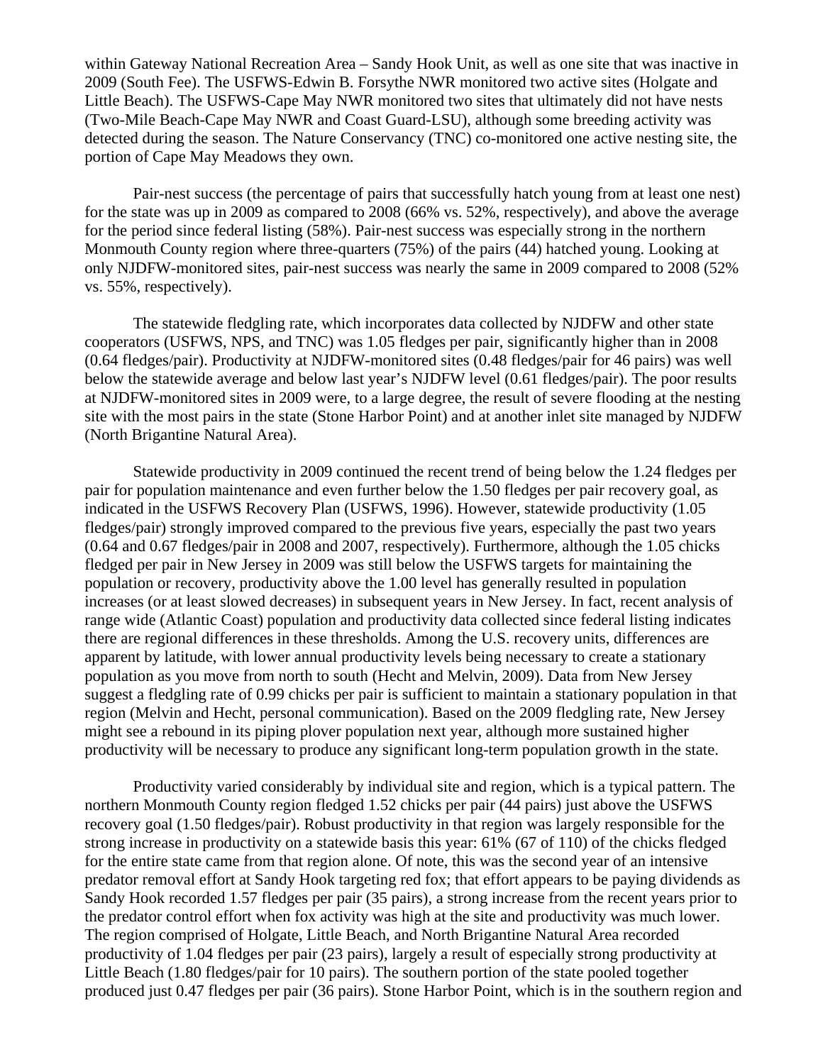within Gateway National Recreation Area – Sandy Hook Unit, as well as one site that was inactive in 2009 (South Fee). The USFWS-Edwin B. Forsythe NWR monitored two active sites (Holgate and Little Beach). The USFWS-Cape May NWR monitored two sites that ultimately did not have nests (Two-Mile Beach-Cape May NWR and Coast Guard-LSU), although some breeding activity was detected during the season. The Nature Conservancy (TNC) co-monitored one active nesting site, the portion of Cape May Meadows they own.

Pair-nest success (the percentage of pairs that successfully hatch young from at least one nest) for the state was up in 2009 as compared to 2008 (66% vs. 52%, respectively), and above the average for the period since federal listing (58%). Pair-nest success was especially strong in the northern Monmouth County region where three-quarters (75%) of the pairs (44) hatched young. Looking at only NJDFW-monitored sites, pair-nest success was nearly the same in 2009 compared to 2008 (52% vs. 55%, respectively).

The statewide fledgling rate, which incorporates data collected by NJDFW and other state cooperators (USFWS, NPS, and TNC) was 1.05 fledges per pair, significantly higher than in 2008 (0.64 fledges/pair). Productivity at NJDFW-monitored sites (0.48 fledges/pair for 46 pairs) was well below the statewide average and below last year's NJDFW level (0.61 fledges/pair). The poor results at NJDFW-monitored sites in 2009 were, to a large degree, the result of severe flooding at the nesting site with the most pairs in the state (Stone Harbor Point) and at another inlet site managed by NJDFW (North Brigantine Natural Area).

Statewide productivity in 2009 continued the recent trend of being below the 1.24 fledges per pair for population maintenance and even further below the 1.50 fledges per pair recovery goal, as indicated in the USFWS Recovery Plan (USFWS, 1996). However, statewide productivity (1.05 fledges/pair) strongly improved compared to the previous five years, especially the past two years (0.64 and 0.67 fledges/pair in 2008 and 2007, respectively). Furthermore, although the 1.05 chicks fledged per pair in New Jersey in 2009 was still below the USFWS targets for maintaining the population or recovery, productivity above the 1.00 level has generally resulted in population increases (or at least slowed decreases) in subsequent years in New Jersey. In fact, recent analysis of range wide (Atlantic Coast) population and productivity data collected since federal listing indicates there are regional differences in these thresholds. Among the U.S. recovery units, differences are apparent by latitude, with lower annual productivity levels being necessary to create a stationary population as you move from north to south (Hecht and Melvin, 2009). Data from New Jersey suggest a fledgling rate of 0.99 chicks per pair is sufficient to maintain a stationary population in that region (Melvin and Hecht, personal communication). Based on the 2009 fledgling rate, New Jersey might see a rebound in its piping plover population next year, although more sustained higher productivity will be necessary to produce any significant long-term population growth in the state.

Productivity varied considerably by individual site and region, which is a typical pattern. The northern Monmouth County region fledged 1.52 chicks per pair (44 pairs) just above the USFWS recovery goal (1.50 fledges/pair). Robust productivity in that region was largely responsible for the strong increase in productivity on a statewide basis this year: 61% (67 of 110) of the chicks fledged for the entire state came from that region alone. Of note, this was the second year of an intensive predator removal effort at Sandy Hook targeting red fox; that effort appears to be paying dividends as Sandy Hook recorded 1.57 fledges per pair (35 pairs), a strong increase from the recent years prior to the predator control effort when fox activity was high at the site and productivity was much lower. The region comprised of Holgate, Little Beach, and North Brigantine Natural Area recorded productivity of 1.04 fledges per pair (23 pairs), largely a result of especially strong productivity at Little Beach (1.80 fledges/pair for 10 pairs). The southern portion of the state pooled together produced just 0.47 fledges per pair (36 pairs). Stone Harbor Point, which is in the southern region and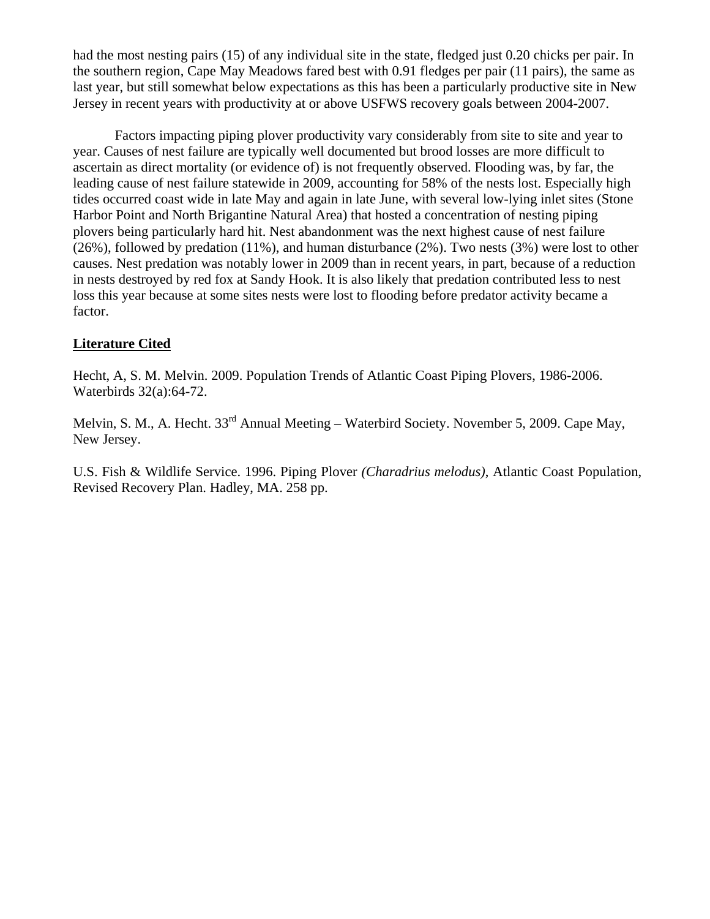had the most nesting pairs (15) of any individual site in the state, fledged just 0.20 chicks per pair. In the southern region, Cape May Meadows fared best with 0.91 fledges per pair (11 pairs), the same as last year, but still somewhat below expectations as this has been a particularly productive site in New Jersey in recent years with productivity at or above USFWS recovery goals between 2004-2007.

Factors impacting piping plover productivity vary considerably from site to site and year to year. Causes of nest failure are typically well documented but brood losses are more difficult to ascertain as direct mortality (or evidence of) is not frequently observed. Flooding was, by far, the leading cause of nest failure statewide in 2009, accounting for 58% of the nests lost. Especially high tides occurred coast wide in late May and again in late June, with several low-lying inlet sites (Stone Harbor Point and North Brigantine Natural Area) that hosted a concentration of nesting piping plovers being particularly hard hit. Nest abandonment was the next highest cause of nest failure (26%), followed by predation (11%), and human disturbance (2%). Two nests (3%) were lost to other causes. Nest predation was notably lower in 2009 than in recent years, in part, because of a reduction in nests destroyed by red fox at Sandy Hook. It is also likely that predation contributed less to nest loss this year because at some sites nests were lost to flooding before predator activity became a factor.

## Literature Cited

Hecht, A, S. M. Melvin. 2009. Population Trends of Atlantic Coast Piping Plovers, 1986-2006. Waterbirds 32(a):64-72.

Melvin, S. M., A. Hecht. 33rd Annual Meeting – Waterbird Society. November 5, 2009. Cape May, New Jersey.

U.S. Fish & Wildlife Service. 1996. Piping Plover *(Charadrius melodus)*, Atlantic Coast Population, Revised Recovery Plan. Hadley, MA. 258 pp.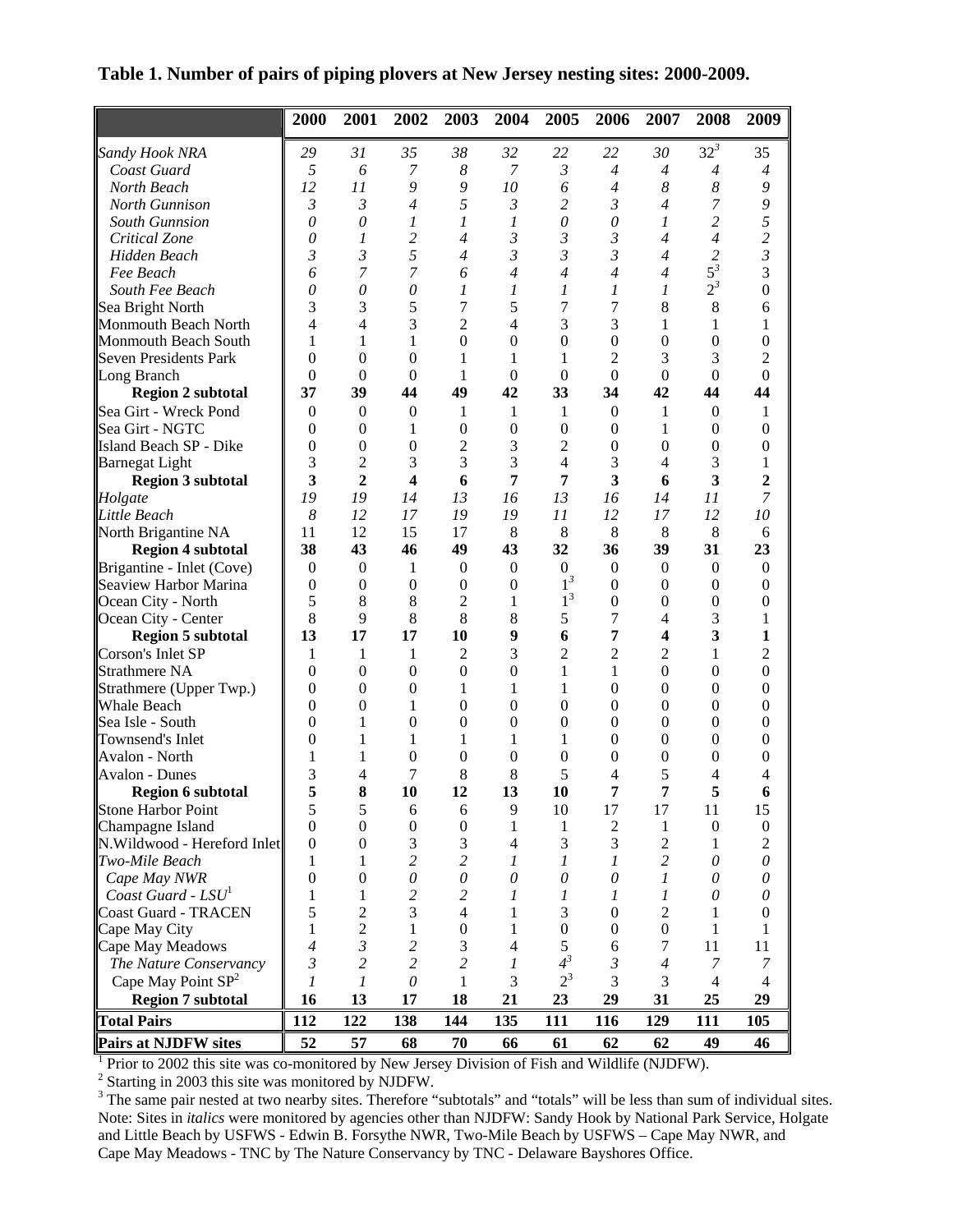**Table 1. Number of pairs of piping plovers at New Jersey nesting sites: 2000-2009.**

| | 2000 | 2001 | 2002 | 2003 | 2004 | 2005 | 2006 | 2007 | 2008 | 2009 |
|---|---|---|---|---|---|---|---|---|---|---|
| *Sandy Hook NRA* | *29* | *31* | *35* | *38* | *32* | *22* | *22* | *30* | *32*[3] | 35 |
| *Coast Guard* | *5* | *6* | *7* | *8* | *7* | *3* | *4* | *4* | *4* | *4* |
| *North Beach* | *12* | *11* | *9* | *9* | *10* | *6* | *4* | *8* | *8* | *9* |
| *North Gunnison* | *3* | *3* | *4* | *5* | *3* | *2* | *3* | *4* | *7* | *9* |
| *South Gunnsion* | *0* | *0* | *1* | *1* | *1* | *0* | *0* | *1* | *2* | *5* |
| *Critical Zone* | *0* | *1* | *2* | *4* | *3* | *3* | *3* | *4* | *4* | *2* |
| *Hidden Beach* | *3* | *3* | *5* | *4* | *3* | *3* | *3* | *4* | *2* | *3* |
| *Fee Beach* | *6* | *7* | *7* | *6* | *4* | *4* | *4* | *4* | *5*[3] | 3 |
| *South Fee Beach* | *0* | *0* | *0* | *1* | *1* | *1* | *1* | *1* | *2*[3] | 0 |
| Sea Bright North | 3 | 3 | 5 | 7 | 5 | 7 | 7 | 8 | 8 | 6 |
| Monmouth Beach North | 4 | 4 | 3 | 2 | 4 | 3 | 3 | 1 | 1 | 1 |
| Monmouth Beach South | 1 | 1 | 1 | 0 | 0 | 0 | 0 | 0 | 0 | 0 |
| Seven Presidents Park | 0 | 0 | 0 | 1 | 1 | 1 | 2 | 3 | 3 | 2 |
| Long Branch | 0 | 0 | 0 | 1 | 0 | 0 | 0 | 0 | 0 | 0 |
| **Region 2 subtotal** | **37** | **39** | **44** | **49** | **42** | **33** | **34** | **42** | **44** | **44** |
| Sea Girt - Wreck Pond | 0 | 0 | 0 | 1 | 1 | 1 | 0 | 1 | 0 | 1 |
| Sea Girt - NGTC | 0 | 0 | 1 | 0 | 0 | 0 | 0 | 1 | 0 | 0 |
| Island Beach SP - Dike | 0 | 0 | 0 | 2 | 3 | 2 | 0 | 0 | 0 | 0 |
| Barnegat Light | 3 | 2 | 3 | 3 | 3 | 4 | 3 | 4 | 3 | 1 |
| **Region 3 subtotal** | **3** | **2** | **4** | **6** | **7** | **7** | **3** | **6** | **3** | **2** |
| *Holgate* | *19* | *19* | *14* | *13* | *16* | *13* | *16* | *14* | *11* | *7* |
| *Little Beach* | *8* | *12* | *17* | *19* | *19* | *11* | *12* | *17* | *12* | *10* |
| North Brigantine NA | 11 | 12 | 15 | 17 | 8 | 8 | 8 | 8 | 8 | 6 |
| **Region 4 subtotal** | **38** | **43** | **46** | **49** | **43** | **32** | **36** | **39** | **31** | **23** |
| Brigantine - Inlet (Cove) | 0 | 0 | 1 | 0 | 0 | 0 | 0 | 0 | 0 | 0 |
| Seaview Harbor Marina | 0 | 0 | 0 | 0 | 0 | 1[3] | 0 | 0 | 0 | 0 |
| Ocean City - North | 5 | 8 | 8 | 2 | 1 | 1[3] | 0 | 0 | 0 | 0 |
| Ocean City - Center | 8 | 9 | 8 | 8 | 8 | 5 | 7 | 4 | 3 | 1 |
| **Region 5 subtotal** | **13** | **17** | **17** | **10** | **9** | **6** | **7** | **4** | **3** | **1** |
| Corson's Inlet SP | 1 | 1 | 1 | 2 | 3 | 2 | 2 | 2 | 1 | 2 |
| Strathmere NA | 0 | 0 | 0 | 0 | 0 | 1 | 1 | 0 | 0 | 0 |
| Strathmere (Upper Twp.) | 0 | 0 | 0 | 1 | 1 | 1 | 0 | 0 | 0 | 0 |
| Whale Beach | 0 | 0 | 1 | 0 | 0 | 0 | 0 | 0 | 0 | 0 |
| Sea Isle - South | 0 | 1 | 0 | 0 | 0 | 0 | 0 | 0 | 0 | 0 |
| Townsend's Inlet | 0 | 1 | 1 | 1 | 1 | 1 | 0 | 0 | 0 | 0 |
| Avalon - North | 1 | 1 | 0 | 0 | 0 | 0 | 0 | 0 | 0 | 0 |
| Avalon - Dunes | 3 | 4 | 7 | 8 | 8 | 5 | 4 | 5 | 4 | 4 |
| **Region 6 subtotal** | **5** | **8** | **10** | **12** | **13** | **10** | **7** | **7** | **5** | **6** |
| Stone Harbor Point | 5 | 5 | 6 | 6 | 9 | 10 | 17 | 17 | 11 | 15 |
| Champagne Island | 0 | 0 | 0 | 0 | 1 | 1 | 2 | 1 | 0 | 0 |
| N.Wildwood - Hereford Inlet | 0 | 0 | 3 | 3 | 4 | 3 | 3 | 2 | 1 | 2 |
| *Two-Mile Beach* | 1 | 1 | *2* | *2* | *1* | *1* | *1* | *2* | *0* | *0* |
| *Cape May NWR* | 0 | 0 | *0* | *0* | *0* | *0* | *0* | *1* | *0* | *0* |
| *Coast Guard - LSU*[1] | 1 | 1 | *2* | *2* | *1* | *1* | *1* | *1* | *0* | *0* |
| Coast Guard - TRACEN | 5 | 2 | 3 | 4 | 1 | 3 | 0 | 2 | 1 | 0 |
| Cape May City | 1 | 2 | 1 | 0 | 1 | 0 | 0 | 0 | 1 | 1 |
| Cape May Meadows | *4* | *3* | *2* | 3 | 4 | 5 | 6 | 7 | 11 | 11 |
| *The Nature Conservancy* | *3* | *2* | *2* | *2* | *1* | *4*[3] | *3* | *4* | *7* | *7* |
| Cape May Point SP[2] | *1* | *1* | *0* | 1 | 3 | 2[3] | 3 | 3 | 4 | 4 |
| **Region 7 subtotal** | **16** | **13** | **17** | **18** | **21** | **23** | **29** | **31** | **25** | **29** |
| **Total Pairs** | **112** | **122** | **138** | **144** | **135** | **111** | **116** | **129** | **111** | **105** |
| **Pairs at NJDFW sites** | **52** | **57** | **68** | **70** | **66** | **61** | **62** | **62** | **49** | **46** |

[1] Prior to 2002 this site was co-monitored by New Jersey Division of Fish and Wildlife (NJDFW).

[2] Starting in 2003 this site was monitored by NJDFW.

[3] The same pair nested at two nearby sites. Therefore "subtotals" and "totals" will be less than sum of individual sites.

Note: Sites in *italics* were monitored by agencies other than NJDFW: Sandy Hook by National Park Service, Holgate and Little Beach by USFWS - Edwin B. Forsythe NWR, Two-Mile Beach by USFWS – Cape May NWR, and Cape May Meadows - TNC by The Nature Conservancy by TNC - Delaware Bayshores Office.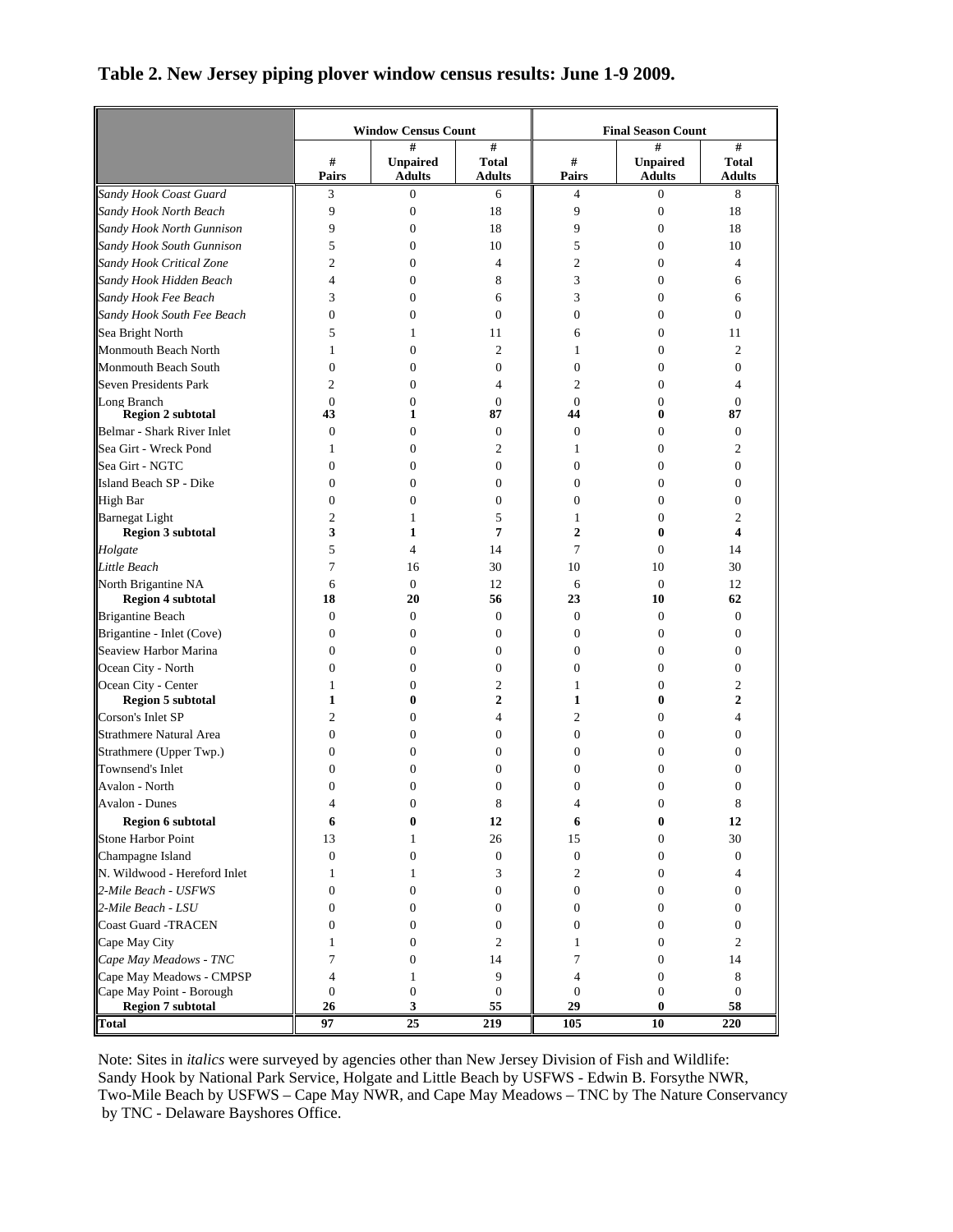## Table 2. New Jersey piping plover window census results: June 1-9 2009.

| | Window Census Count | | | Final Season Count | | |
|---|---|---|---|---|---|---|
| | # Pairs | # Unpaired Adults | # Total Adults | # Pairs | # Unpaired Adults | # Total Adults |
| *Sandy Hook Coast Guard* | 3 | 0 | 6 | 4 | 0 | 8 |
| *Sandy Hook North Beach* | 9 | 0 | 18 | 9 | 0 | 18 |
| *Sandy Hook North Gunnison* | 9 | 0 | 18 | 9 | 0 | 18 |
| *Sandy Hook South Gunnison* | 5 | 0 | 10 | 5 | 0 | 10 |
| *Sandy Hook Critical Zone* | 2 | 0 | 4 | 2 | 0 | 4 |
| *Sandy Hook Hidden Beach* | 4 | 0 | 8 | 3 | 0 | 6 |
| *Sandy Hook Fee Beach* | 3 | 0 | 6 | 3 | 0 | 6 |
| *Sandy Hook South Fee Beach* | 0 | 0 | 0 | 0 | 0 | 0 |
| Sea Bright North | 5 | 1 | 11 | 6 | 0 | 11 |
| Monmouth Beach North | 1 | 0 | 2 | 1 | 0 | 2 |
| Monmouth Beach South | 0 | 0 | 0 | 0 | 0 | 0 |
| Seven Presidents Park | 2 | 0 | 4 | 2 | 0 | 4 |
| Long Branch | 0 | 0 | 0 | 0 | 0 | 0 |
| **Region 2 subtotal** | **43** | **1** | **87** | **44** | **0** | **87** |
| Belmar - Shark River Inlet | 0 | 0 | 0 | 0 | 0 | 0 |
| Sea Girt - Wreck Pond | 1 | 0 | 2 | 1 | 0 | 2 |
| Sea Girt - NGTC | 0 | 0 | 0 | 0 | 0 | 0 |
| Island Beach SP - Dike | 0 | 0 | 0 | 0 | 0 | 0 |
| High Bar | 0 | 0 | 0 | 0 | 0 | 0 |
| Barnegat Light | 2 | 1 | 5 | 1 | 0 | 2 |
| **Region 3 subtotal** | **3** | **1** | **7** | **2** | **0** | **4** |
| *Holgate* | 5 | 4 | 14 | 7 | 0 | 14 |
| *Little Beach* | 7 | 16 | 30 | 10 | 10 | 30 |
| North Brigantine NA | 6 | 0 | 12 | 6 | 0 | 12 |
| **Region 4 subtotal** | **18** | **20** | **56** | **23** | **10** | **62** |
| Brigantine Beach | 0 | 0 | 0 | 0 | 0 | 0 |
| Brigantine - Inlet (Cove) | 0 | 0 | 0 | 0 | 0 | 0 |
| Seaview Harbor Marina | 0 | 0 | 0 | 0 | 0 | 0 |
| Ocean City - North | 0 | 0 | 0 | 0 | 0 | 0 |
| Ocean City - Center | 1 | 0 | 2 | 1 | 0 | 2 |
| **Region 5 subtotal** | **1** | **0** | **2** | **1** | **0** | **2** |
| Corson's Inlet SP | 2 | 0 | 4 | 2 | 0 | 4 |
| Strathmere Natural Area | 0 | 0 | 0 | 0 | 0 | 0 |
| Strathmere (Upper Twp.) | 0 | 0 | 0 | 0 | 0 | 0 |
| Townsend's Inlet | 0 | 0 | 0 | 0 | 0 | 0 |
| Avalon - North | 0 | 0 | 0 | 0 | 0 | 0 |
| Avalon - Dunes | 4 | 0 | 8 | 4 | 0 | 8 |
| **Region 6 subtotal** | **6** | **0** | **12** | **6** | **0** | **12** |
| Stone Harbor Point | 13 | 1 | 26 | 15 | 0 | 30 |
| Champagne Island | 0 | 0 | 0 | 0 | 0 | 0 |
| N. Wildwood - Hereford Inlet | 1 | 1 | 3 | 2 | 0 | 4 |
| *2-Mile Beach - USFWS* | 0 | 0 | 0 | 0 | 0 | 0 |
| *2-Mile Beach - LSU* | 0 | 0 | 0 | 0 | 0 | 0 |
| Coast Guard -TRACEN | 0 | 0 | 0 | 0 | 0 | 0 |
| Cape May City | 1 | 0 | 2 | 1 | 0 | 2 |
| *Cape May Meadows - TNC* | 7 | 0 | 14 | 7 | 0 | 14 |
| Cape May Meadows - CMPSP | 4 | 1 | 9 | 4 | 0 | 8 |
| Cape May Point - Borough | 0 | 0 | 0 | 0 | 0 | 0 |
| **Region 7 subtotal** | **26** | **3** | **55** | **29** | **0** | **58** |
| **Total** | **97** | **25** | **219** | **105** | **10** | **220** |

Note: Sites in *italics* were surveyed by agencies other than New Jersey Division of Fish and Wildlife: Sandy Hook by National Park Service, Holgate and Little Beach by USFWS - Edwin B. Forsythe NWR, Two-Mile Beach by USFWS – Cape May NWR, and Cape May Meadows – TNC by The Nature Conservancy by TNC - Delaware Bayshores Office.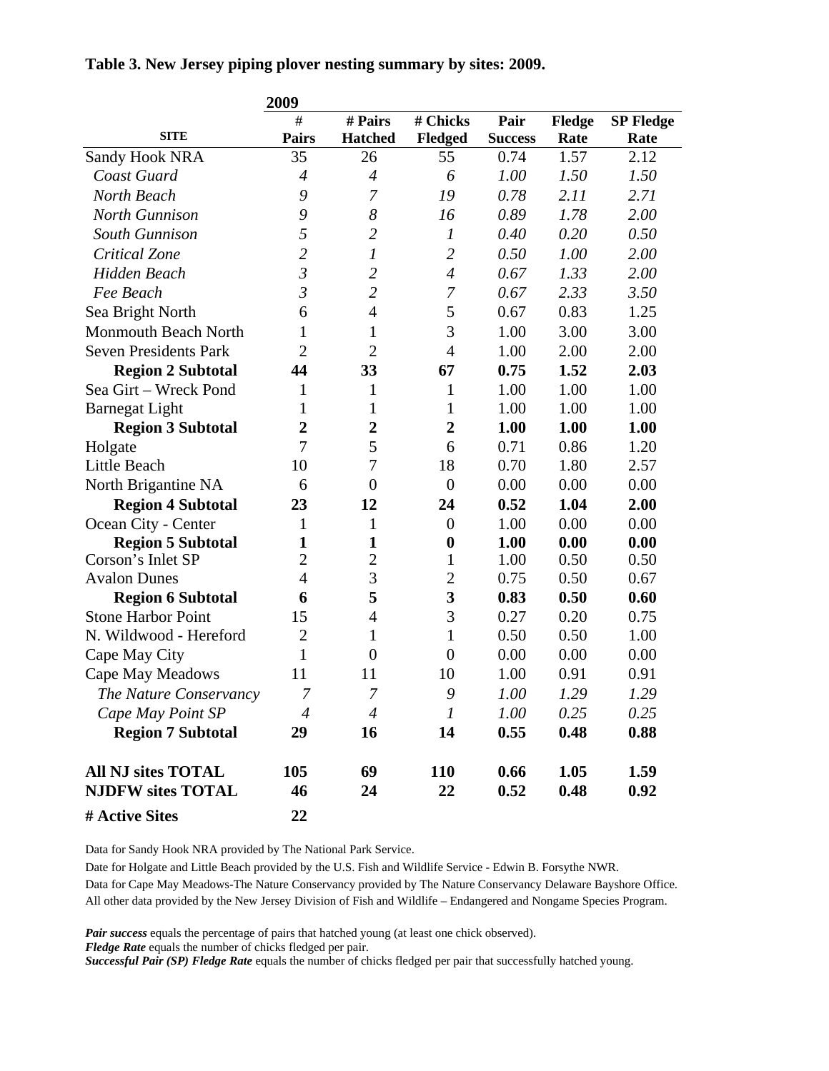**Table 3. New Jersey piping plover nesting summary by sites: 2009.**

| SITE | 2009<br># Pairs | # Pairs Hatched | # Chicks Fledged | Pair Success | Fledge Rate | SP Fledge Rate |
|---|---|---|---|---|---|---|
| Sandy Hook NRA | 35 | 26 | 55 | 0.74 | 1.57 | 2.12 |
| *Coast Guard* | *4* | *4* | *6* | *1.00* | *1.50* | *1.50* |
| *North Beach* | *9* | *7* | *19* | *0.78* | *2.11* | *2.71* |
| *North Gunnison* | *9* | *8* | *16* | *0.89* | *1.78* | *2.00* |
| *South Gunnison* | *5* | *2* | *1* | *0.40* | *0.20* | *0.50* |
| *Critical Zone* | *2* | *1* | *2* | *0.50* | *1.00* | *2.00* |
| *Hidden Beach* | *3* | *2* | *4* | *0.67* | *1.33* | *2.00* |
| *Fee Beach* | *3* | *2* | *7* | *0.67* | *2.33* | *3.50* |
| Sea Bright North | 6 | 4 | 5 | 0.67 | 0.83 | 1.25 |
| Monmouth Beach North | 1 | 1 | 3 | 1.00 | 3.00 | 3.00 |
| Seven Presidents Park | 2 | 2 | 4 | 1.00 | 2.00 | 2.00 |
| **Region 2 Subtotal** | **44** | **33** | **67** | **0.75** | **1.52** | **2.03** |
| Sea Girt – Wreck Pond | 1 | 1 | 1 | 1.00 | 1.00 | 1.00 |
| Barnegat Light | 1 | 1 | 1 | 1.00 | 1.00 | 1.00 |
| **Region 3 Subtotal** | **2** | **2** | **2** | **1.00** | **1.00** | **1.00** |
| Holgate | 7 | 5 | 6 | 0.71 | 0.86 | 1.20 |
| Little Beach | 10 | 7 | 18 | 0.70 | 1.80 | 2.57 |
| North Brigantine NA | 6 | 0 | 0 | 0.00 | 0.00 | 0.00 |
| **Region 4 Subtotal** | **23** | **12** | **24** | **0.52** | **1.04** | **2.00** |
| Ocean City - Center | 1 | 1 | 0 | 1.00 | 0.00 | 0.00 |
| **Region 5 Subtotal** | **1** | **1** | **0** | **1.00** | **0.00** | **0.00** |
| Corson's Inlet SP | 2 | 2 | 1 | 1.00 | 0.50 | 0.50 |
| Avalon Dunes | 4 | 3 | 2 | 0.75 | 0.50 | 0.67 |
| **Region 6 Subtotal** | **6** | **5** | **3** | **0.83** | **0.50** | **0.60** |
| Stone Harbor Point | 15 | 4 | 3 | 0.27 | 0.20 | 0.75 |
| N. Wildwood - Hereford | 2 | 1 | 1 | 0.50 | 0.50 | 1.00 |
| Cape May City | 1 | 0 | 0 | 0.00 | 0.00 | 0.00 |
| Cape May Meadows | 11 | 11 | 10 | 1.00 | 0.91 | 0.91 |
| *The Nature Conservancy* | *7* | *7* | *9* | *1.00* | *1.29* | *1.29* |
| *Cape May Point SP* | *4* | *4* | *1* | *1.00* | *0.25* | *0.25* |
| **Region 7 Subtotal** | **29** | **16** | **14** | **0.55** | **0.48** | **0.88** |
| **All NJ sites TOTAL** | **105** | **69** | **110** | **0.66** | **1.05** | **1.59** |
| **NJDFW sites TOTAL** | **46** | **24** | **22** | **0.52** | **0.48** | **0.92** |
| **# Active Sites** | **22** | | | | | |

Data for Sandy Hook NRA provided by The National Park Service.

Date for Holgate and Little Beach provided by the U.S. Fish and Wildlife Service - Edwin B. Forsythe NWR.

Data for Cape May Meadows-The Nature Conservancy provided by The Nature Conservancy Delaware Bayshore Office.

All other data provided by the New Jersey Division of Fish and Wildlife – Endangered and Nongame Species Program.

***Pair success*** equals the percentage of pairs that hatched young (at least one chick observed).
***Fledge Rate*** equals the number of chicks fledged per pair.
***Successful Pair (SP) Fledge Rate*** equals the number of chicks fledged per pair that successfully hatched young.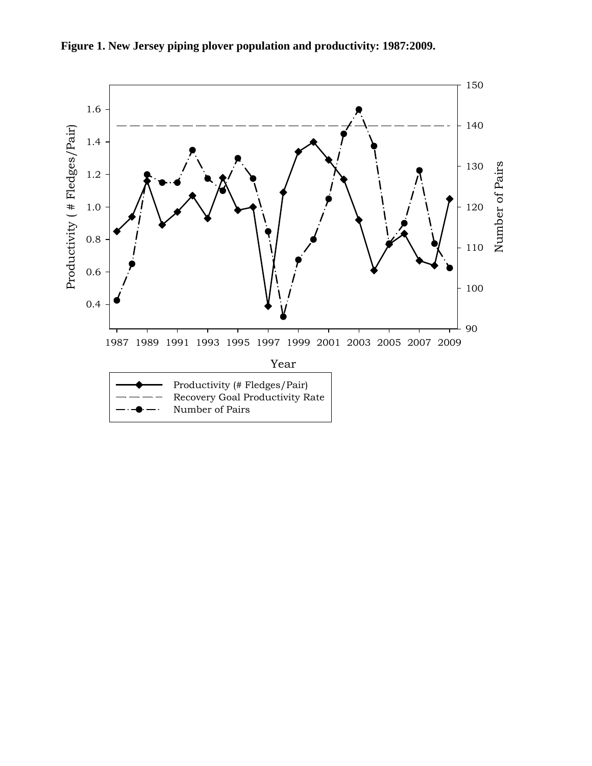**Figure 1. New Jersey piping plover population and productivity: 1987:2009.**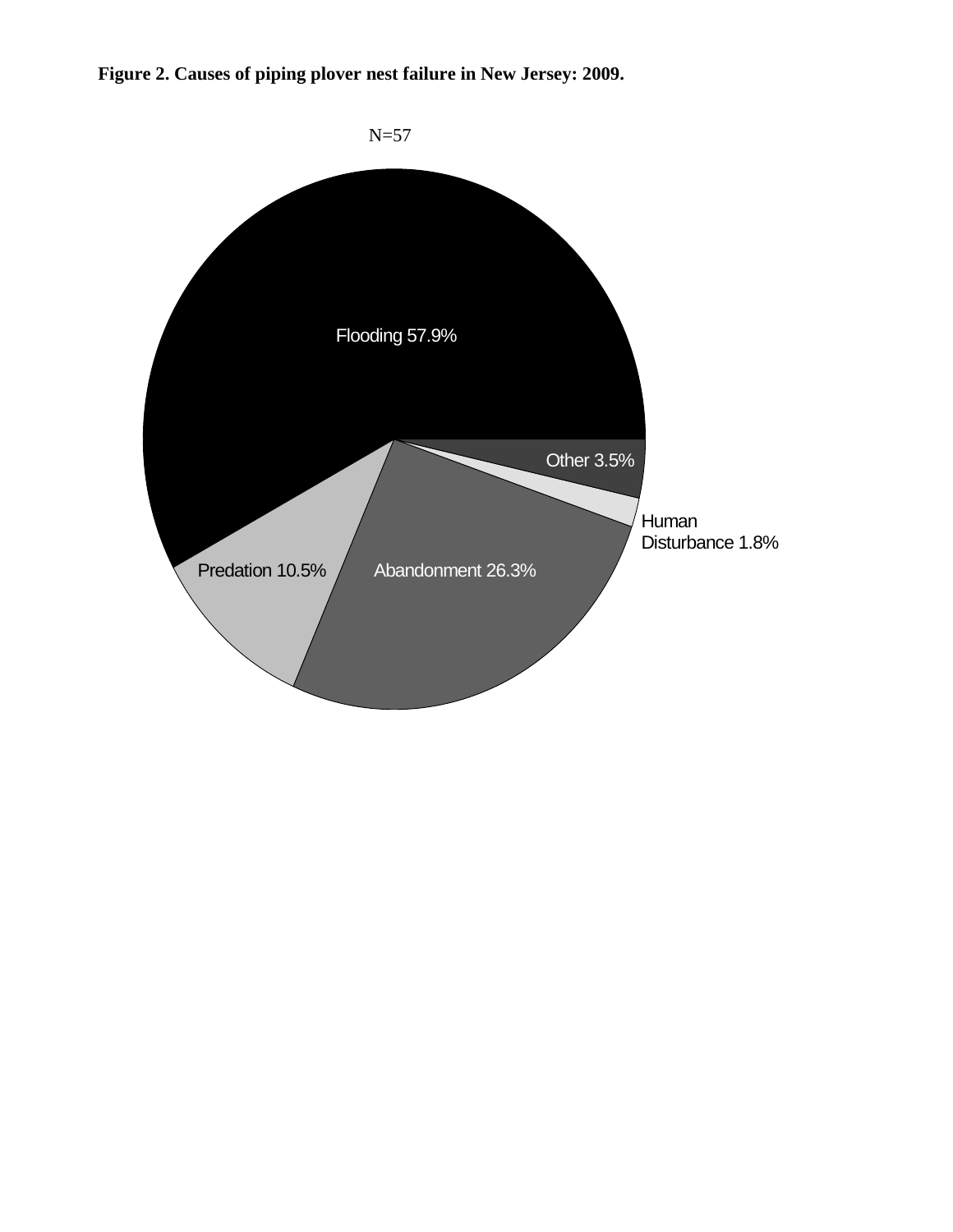**Figure 2. Causes of piping plover nest failure in New Jersey: 2009.**

N=57

Flooding 57.9%

Other 3.5%

Human Disturbance 1.8%

Predation 10.5%

Abandonment 26.3%